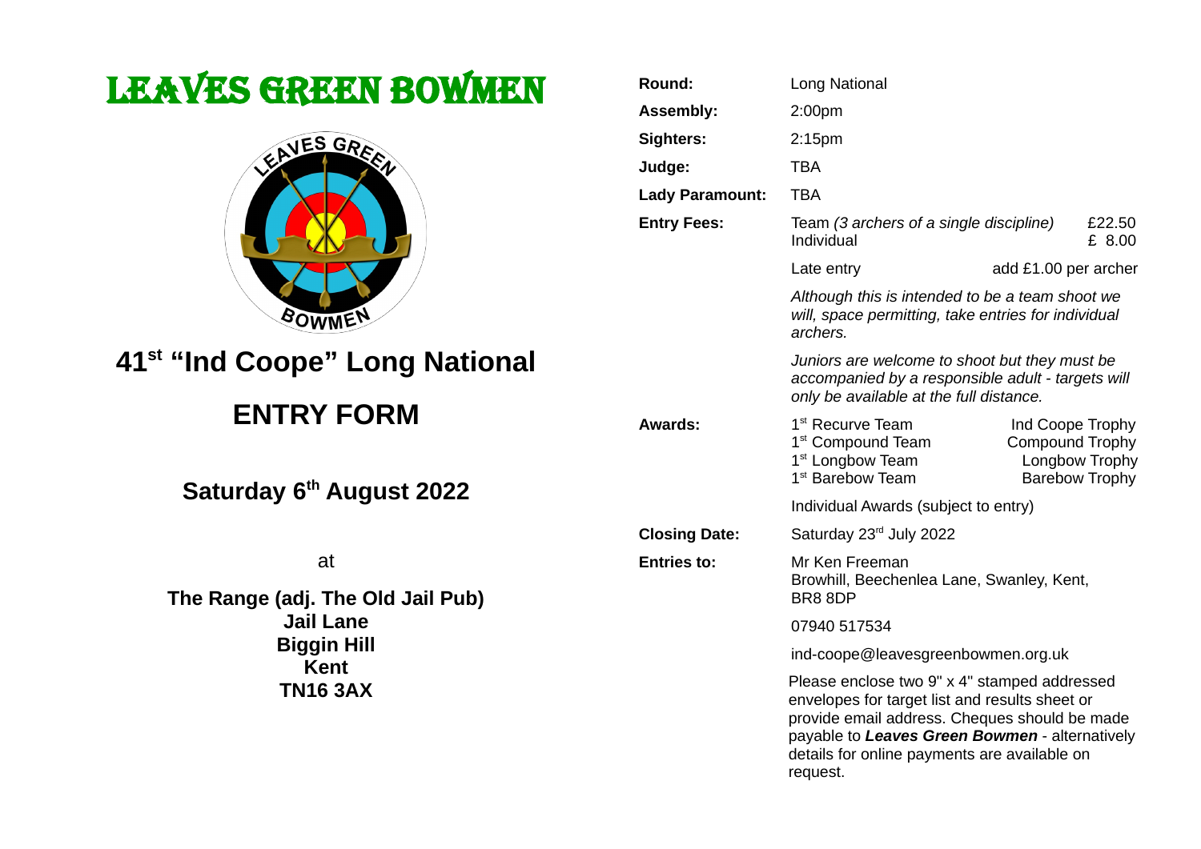# LEAVES GREEN BOWMEN

## 41st "Ind Coope" Long National

## ENTRY FORM

### Saturday 6th August 2022

at

**The Range (adj. The Old Jail Pub)**
**Jail Lane**
**Biggin Hill**
**Kent**
**TN16 3AX**

**Round:** Long National

**Assembly:** 2:00pm

**Sighters:** 2:15pm

**Judge:** TBA

**Lady Paramount:** TBA

**Entry Fees:**

| | |
|---|---|
| Team *(3 archers of a single discipline)* | £22.50 |
| Individual | £ 8.00 |
| Late entry | add £1.00 per archer |

*Although this is intended to be a team shoot we will, space permitting, take entries for individual archers.*

*Juniors are welcome to shoot but they must be accompanied by a responsible adult - targets will only be available at the full distance.*

**Awards:**

| | |
|---|---|
| 1st Recurve Team | Ind Coope Trophy |
| 1st Compound Team | Compound Trophy |
| 1st Longbow Team | Longbow Trophy |
| 1st Barebow Team | Barebow Trophy |

Individual Awards (subject to entry)

**Closing Date:** Saturday 23rd July 2022

**Entries to:** Mr Ken Freeman
Browhill, Beechenlea Lane, Swanley, Kent, BR8 8DP

07940 517534

ind-coope@leavesgreenbowmen.org.uk

Please enclose two 9" x 4" stamped addressed envelopes for target list and results sheet or provide email address. Cheques should be made payable to ***Leaves Green Bowmen*** - alternatively details for online payments are available on request.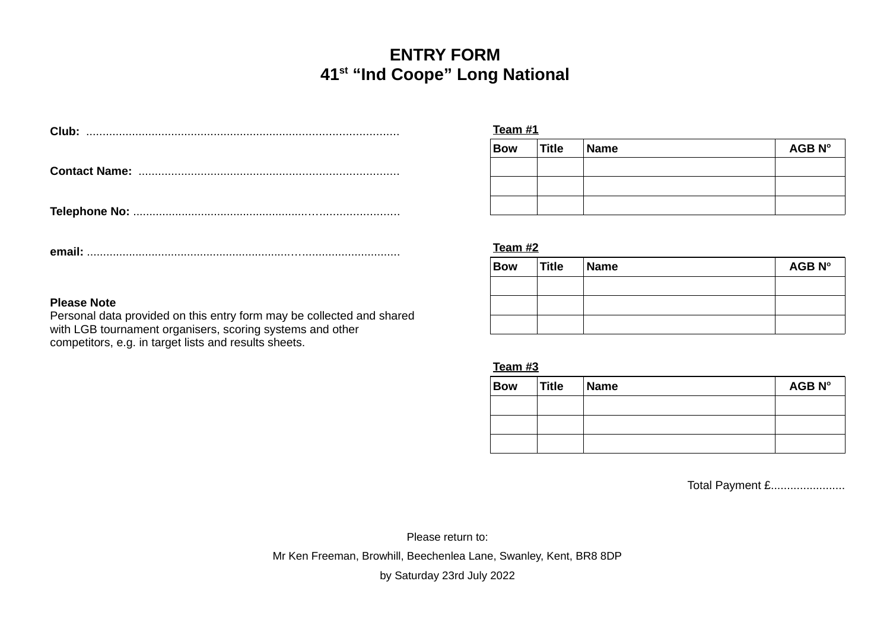# ENTRY FORM

## 41st "Ind Coope" Long National

**Club:** ...............................................................................................

**Contact Name:** ...............................................................................

**Telephone No:** ..................................................................................

**email:** ...............................................................................................

**Please Note**
Personal data provided on this entry form may be collected and shared with LGB tournament organisers, scoring systems and other competitors, e.g. in target lists and results sheets.

**Team #1**

| Bow | Title | Name | AGB Nº |
|---|---|---|---|
| | | | |
| | | | |
| | | | |

**Team #2**

| Bow | Title | Name | AGB Nº |
|---|---|---|---|
| | | | |
| | | | |
| | | | |

**Team #3**

| Bow | Title | Name | AGB Nº |
|---|---|---|---|
| | | | |
| | | | |
| | | | |

Total Payment £......................

Please return to:

Mr Ken Freeman, Browhill, Beechenlea Lane, Swanley, Kent, BR8 8DP

by Saturday 23rd July 2022